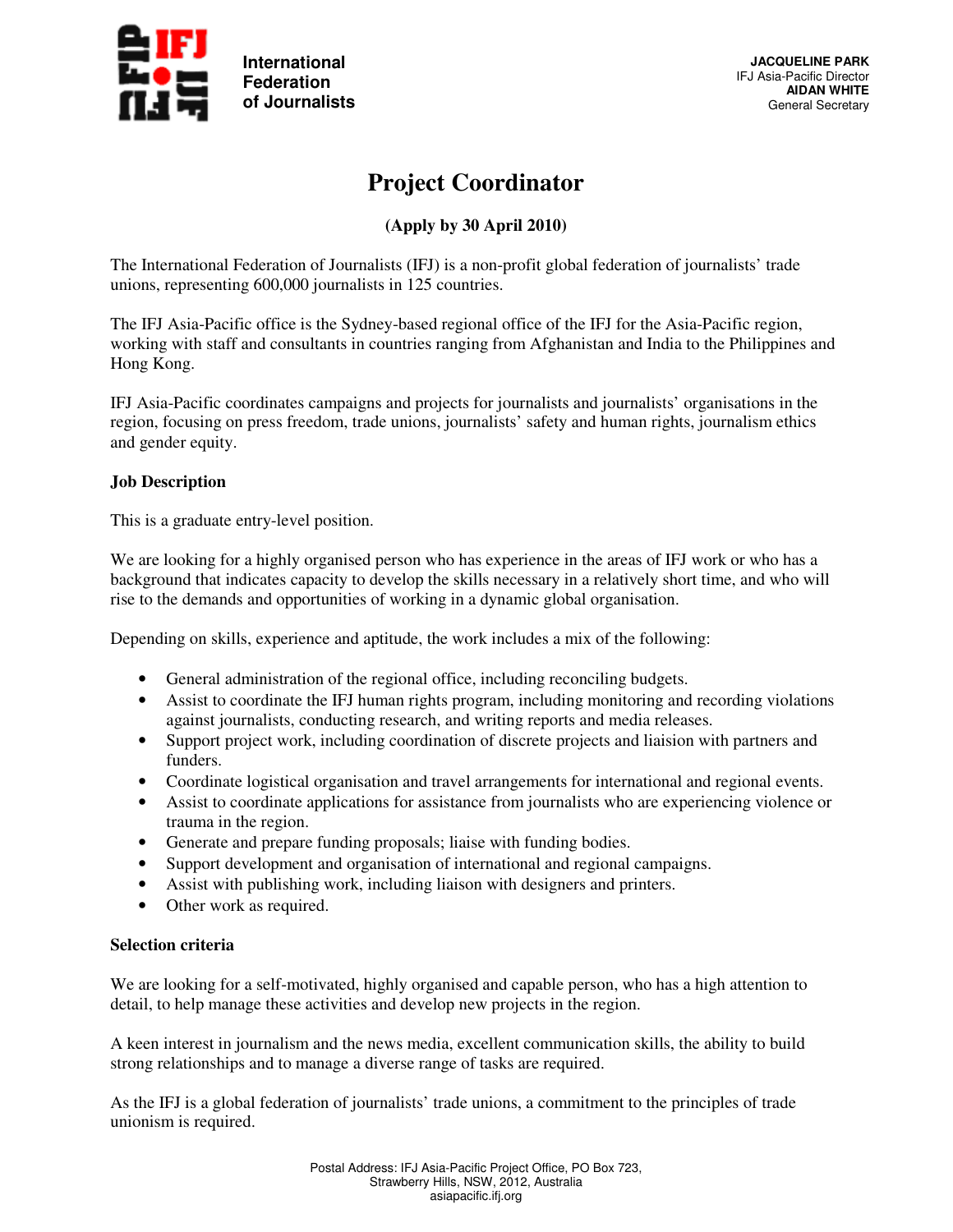International Federation of Journalists

**JACQUELINE PARK**
IFJ Asia-Pacific Director
**AIDAN WHITE**
General Secretary

# Project Coordinator

**(Apply by 30 April 2010)**

The International Federation of Journalists (IFJ) is a non-profit global federation of journalists' trade unions, representing 600,000 journalists in 125 countries.

The IFJ Asia-Pacific office is the Sydney-based regional office of the IFJ for the Asia-Pacific region, working with staff and consultants in countries ranging from Afghanistan and India to the Philippines and Hong Kong.

IFJ Asia-Pacific coordinates campaigns and projects for journalists and journalists' organisations in the region, focusing on press freedom, trade unions, journalists' safety and human rights, journalism ethics and gender equity.

## Job Description

This is a graduate entry-level position.

We are looking for a highly organised person who has experience in the areas of IFJ work or who has a background that indicates capacity to develop the skills necessary in a relatively short time, and who will rise to the demands and opportunities of working in a dynamic global organisation.

Depending on skills, experience and aptitude, the work includes a mix of the following:

- General administration of the regional office, including reconciling budgets.
- Assist to coordinate the IFJ human rights program, including monitoring and recording violations against journalists, conducting research, and writing reports and media releases.
- Support project work, including coordination of discrete projects and liaison with partners and funders.
- Coordinate logistical organisation and travel arrangements for international and regional events.
- Assist to coordinate applications for assistance from journalists who are experiencing violence or trauma in the region.
- Generate and prepare funding proposals; liaise with funding bodies.
- Support development and organisation of international and regional campaigns.
- Assist with publishing work, including liaison with designers and printers.
- Other work as required.

## Selection criteria

We are looking for a self-motivated, highly organised and capable person, who has a high attention to detail, to help manage these activities and develop new projects in the region.

A keen interest in journalism and the news media, excellent communication skills, the ability to build strong relationships and to manage a diverse range of tasks are required.

As the IFJ is a global federation of journalists' trade unions, a commitment to the principles of trade unionism is required.

Postal Address: IFJ Asia-Pacific Project Office, PO Box 723, Strawberry Hills, NSW, 2012, Australia
asiapacific.ifj.org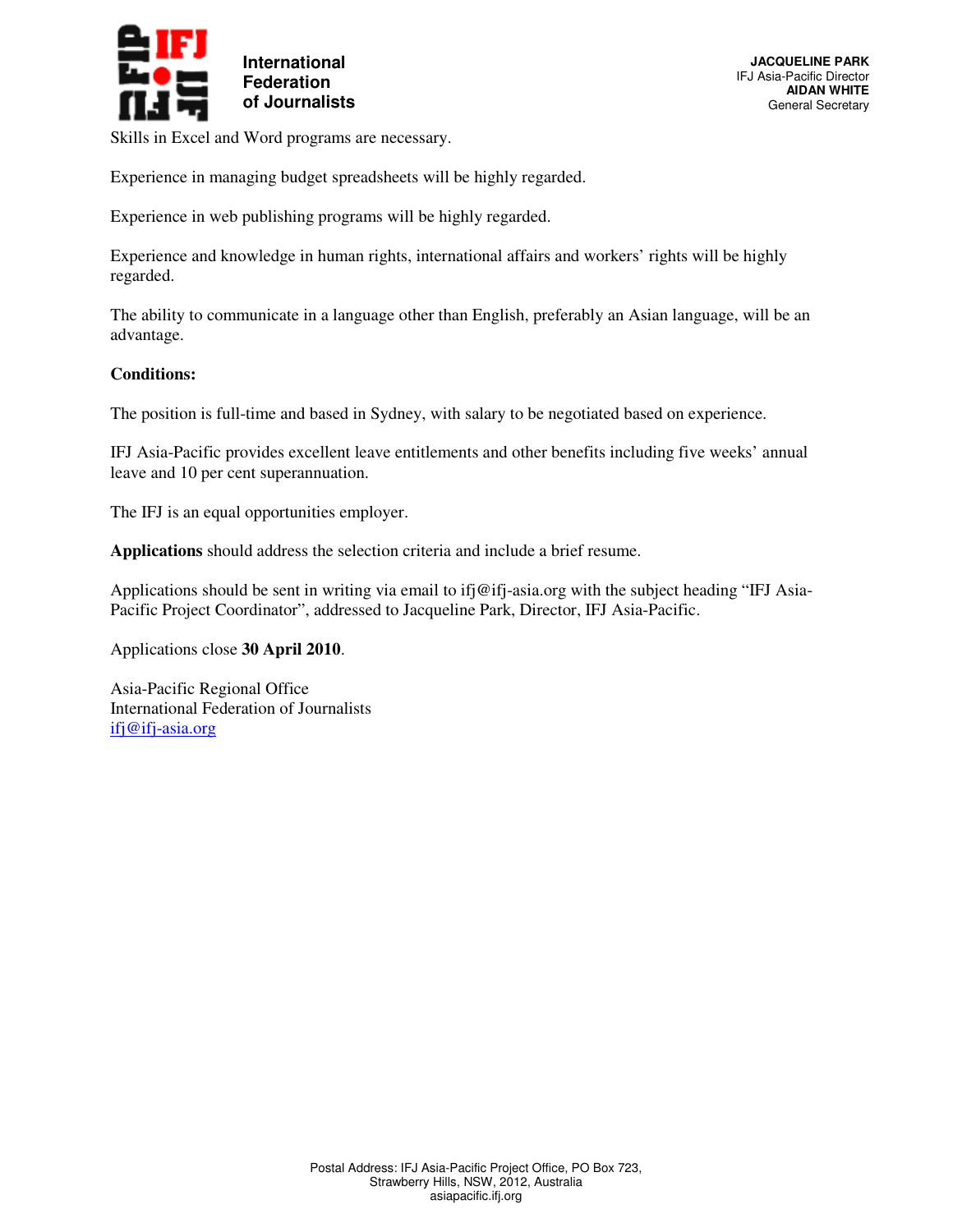Skills in Excel and Word programs are necessary.

Experience in managing budget spreadsheets will be highly regarded.

Experience in web publishing programs will be highly regarded.

Experience and knowledge in human rights, international affairs and workers' rights will be highly regarded.

The ability to communicate in a language other than English, preferably an Asian language, will be an advantage.

**Conditions:**

The position is full-time and based in Sydney, with salary to be negotiated based on experience.

IFJ Asia-Pacific provides excellent leave entitlements and other benefits including five weeks' annual leave and 10 per cent superannuation.

The IFJ is an equal opportunities employer.

**Applications** should address the selection criteria and include a brief resume.

Applications should be sent in writing via email to ifj@ifj-asia.org with the subject heading "IFJ Asia-Pacific Project Coordinator", addressed to Jacqueline Park, Director, IFJ Asia-Pacific.

Applications close **30 April 2010**.

Asia-Pacific Regional Office
International Federation of Journalists
ifj@ifj-asia.org